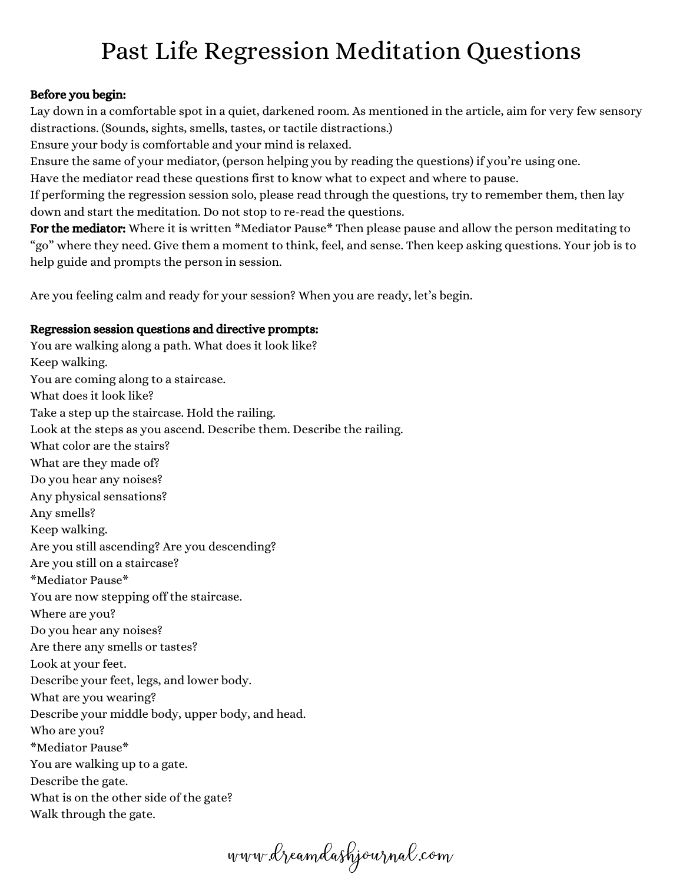# Past Life Regression Meditation Questions

**Before you begin:**

Lay down in a comfortable spot in a quiet, darkened room. As mentioned in the article, aim for very few sensory distractions. (Sounds, sights, smells, tastes, or tactile distractions.)

Ensure your body is comfortable and your mind is relaxed.

Ensure the same of your mediator, (person helping you by reading the questions) if you're using one.

Have the mediator read these questions first to know what to expect and where to pause.

If performing the regression session solo, please read through the questions, try to remember them, then lay down and start the meditation. Do not stop to re-read the questions.

**For the mediator:** Where it is written *Mediator Pause* Then please pause and allow the person meditating to "go" where they need. Give them a moment to think, feel, and sense. Then keep asking questions. Your job is to help guide and prompts the person in session.

Are you feeling calm and ready for your session? When you are ready, let's begin.

**Regression session questions and directive prompts:**

You are walking along a path. What does it look like?
Keep walking.
You are coming along to a staircase.
What does it look like?
Take a step up the staircase. Hold the railing.
Look at the steps as you ascend. Describe them. Describe the railing.
What color are the stairs?
What are they made of?
Do you hear any noises?
Any physical sensations?
Any smells?
Keep walking.
Are you still ascending? Are you descending?
Are you still on a staircase?
*Mediator Pause*
You are now stepping off the staircase.
Where are you?
Do you hear any noises?
Are there any smells or tastes?
Look at your feet.
Describe your feet, legs, and lower body.
What are you wearing?
Describe your middle body, upper body, and head.
Who are you?
*Mediator Pause*
You are walking up to a gate.
Describe the gate.
What is on the other side of the gate?
Walk through the gate.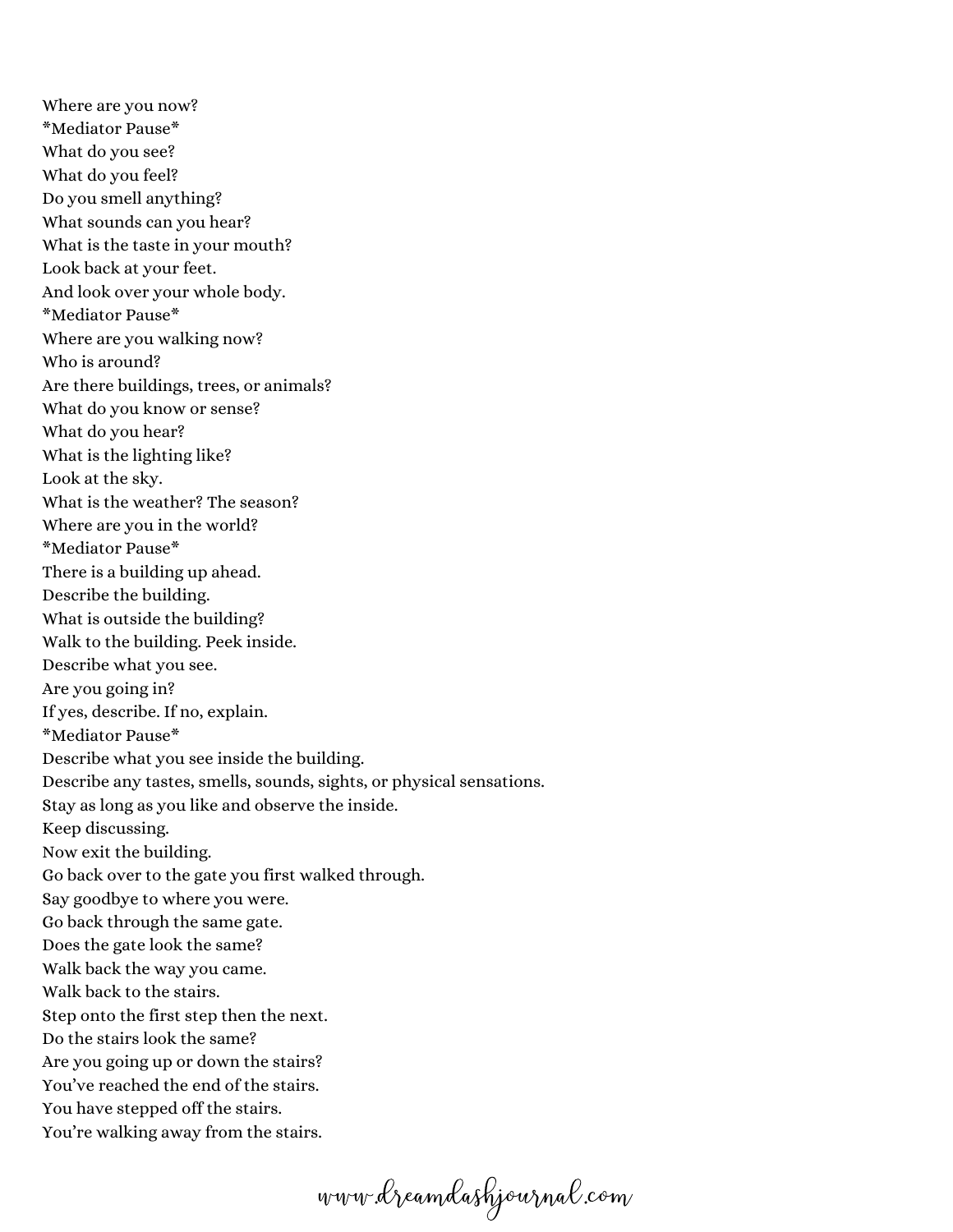Where are you now?
*Mediator Pause*
What do you see?
What do you feel?
Do you smell anything?
What sounds can you hear?
What is the taste in your mouth?
Look back at your feet.
And look over your whole body.
*Mediator Pause*
Where are you walking now?
Who is around?
Are there buildings, trees, or animals?
What do you know or sense?
What do you hear?
What is the lighting like?
Look at the sky.
What is the weather? The season?
Where are you in the world?
*Mediator Pause*
There is a building up ahead.
Describe the building.
What is outside the building?
Walk to the building. Peek inside.
Describe what you see.
Are you going in?
If yes, describe. If no, explain.
*Mediator Pause*
Describe what you see inside the building.
Describe any tastes, smells, sounds, sights, or physical sensations.
Stay as long as you like and observe the inside.
Keep discussing.
Now exit the building.
Go back over to the gate you first walked through.
Say goodbye to where you were.
Go back through the same gate.
Does the gate look the same?
Walk back the way you came.
Walk back to the stairs.
Step onto the first step then the next.
Do the stairs look the same?
Are you going up or down the stairs?
You've reached the end of the stairs.
You have stepped off the stairs.
You're walking away from the stairs.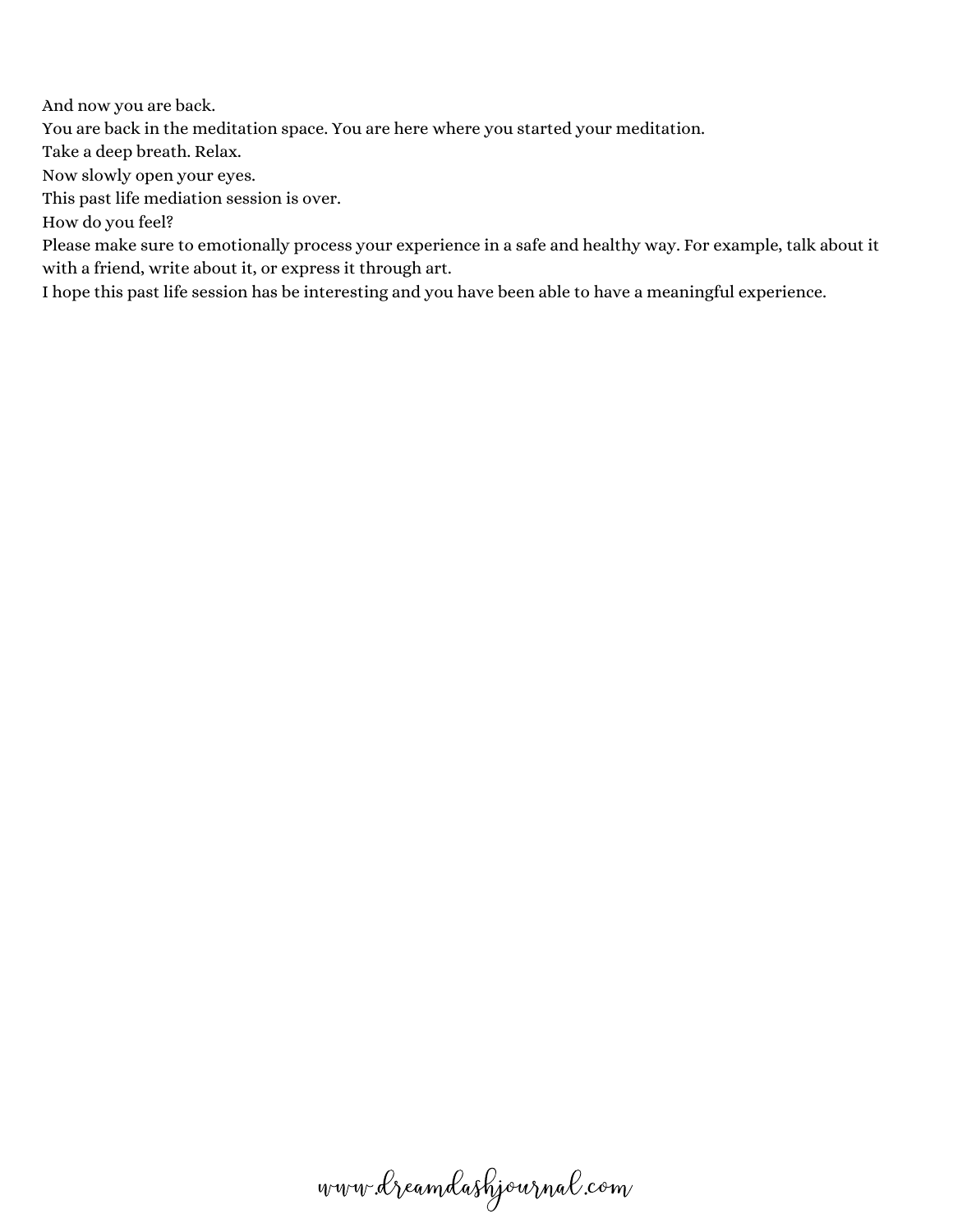And now you are back.
You are back in the meditation space. You are here where you started your meditation.
Take a deep breath. Relax.
Now slowly open your eyes.
This past life mediation session is over.
How do you feel?
Please make sure to emotionally process your experience in a safe and healthy way. For example, talk about it with a friend, write about it, or express it through art.
I hope this past life session has be interesting and you have been able to have a meaningful experience.